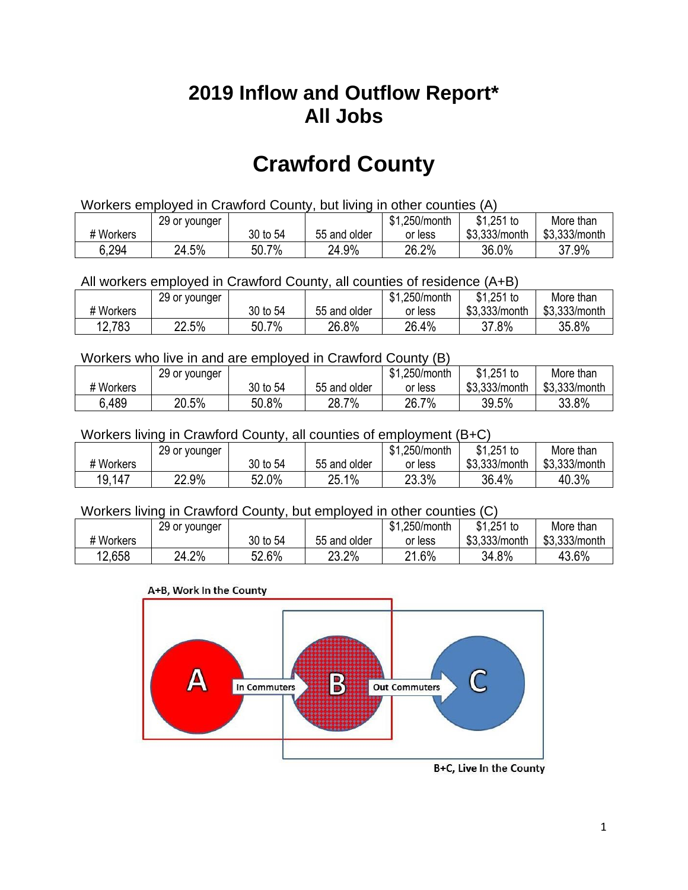# 2019 Inflow and Outflow Report*
# All Jobs

# Crawford County

Workers employed in Crawford County, but living in other counties (A)

| # Workers | 29 or younger | 30 to 54 | 55 and older | $1,250/month or less | $1,251 to $3,333/month | More than $3,333/month |
|---|---|---|---|---|---|---|
| 6,294 | 24.5% | 50.7% | 24.9% | 26.2% | 36.0% | 37.9% |

All workers employed in Crawford County, all counties of residence (A+B)

| # Workers | 29 or younger | 30 to 54 | 55 and older | $1,250/month or less | $1,251 to $3,333/month | More than $3,333/month |
|---|---|---|---|---|---|---|
| 12,783 | 22.5% | 50.7% | 26.8% | 26.4% | 37.8% | 35.8% |

Workers who live in and are employed in Crawford County (B)

| # Workers | 29 or younger | 30 to 54 | 55 and older | $1,250/month or less | $1,251 to $3,333/month | More than $3,333/month |
|---|---|---|---|---|---|---|
| 6,489 | 20.5% | 50.8% | 28.7% | 26.7% | 39.5% | 33.8% |

Workers living in Crawford County, all counties of employment (B+C)

| # Workers | 29 or younger | 30 to 54 | 55 and older | $1,250/month or less | $1,251 to $3,333/month | More than $3,333/month |
|---|---|---|---|---|---|---|
| 19,147 | 22.9% | 52.0% | 25.1% | 23.3% | 36.4% | 40.3% |

Workers living in Crawford County, but employed in other counties (C)

| # Workers | 29 or younger | 30 to 54 | 55 and older | $1,250/month or less | $1,251 to $3,333/month | More than $3,333/month |
|---|---|---|---|---|---|---|
| 12,658 | 24.2% | 52.6% | 23.2% | 21.6% | 34.8% | 43.6% |

A+B, Work In the County

A → In Commuters → B → Out Commuters → C

B+C, Live In the County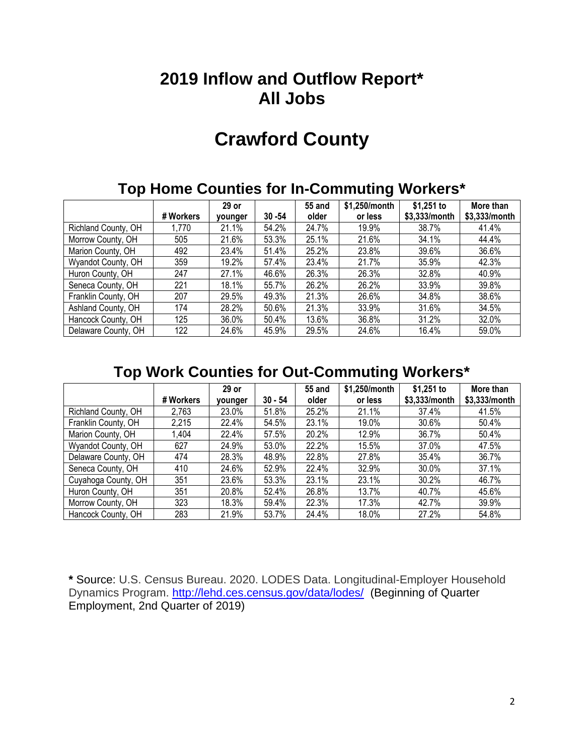# 2019 Inflow and Outflow Report*
# All Jobs

# Crawford County

## Top Home Counties for In-Commuting Workers*

| | # Workers | 29 or younger | 30 -54 | 55 and older | $1,250/month or less | $1,251 to $3,333/month | More than $3,333/month |
|---|---|---|---|---|---|---|---|
| Richland County, OH | 1,770 | 21.1% | 54.2% | 24.7% | 19.9% | 38.7% | 41.4% |
| Morrow County, OH | 505 | 21.6% | 53.3% | 25.1% | 21.6% | 34.1% | 44.4% |
| Marion County, OH | 492 | 23.4% | 51.4% | 25.2% | 23.8% | 39.6% | 36.6% |
| Wyandot County, OH | 359 | 19.2% | 57.4% | 23.4% | 21.7% | 35.9% | 42.3% |
| Huron County, OH | 247 | 27.1% | 46.6% | 26.3% | 26.3% | 32.8% | 40.9% |
| Seneca County, OH | 221 | 18.1% | 55.7% | 26.2% | 26.2% | 33.9% | 39.8% |
| Franklin County, OH | 207 | 29.5% | 49.3% | 21.3% | 26.6% | 34.8% | 38.6% |
| Ashland County, OH | 174 | 28.2% | 50.6% | 21.3% | 33.9% | 31.6% | 34.5% |
| Hancock County, OH | 125 | 36.0% | 50.4% | 13.6% | 36.8% | 31.2% | 32.0% |
| Delaware County, OH | 122 | 24.6% | 45.9% | 29.5% | 24.6% | 16.4% | 59.0% |

## Top Work Counties for Out-Commuting Workers*

| | # Workers | 29 or younger | 30 - 54 | 55 and older | $1,250/month or less | $1,251 to $3,333/month | More than $3,333/month |
|---|---|---|---|---|---|---|---|
| Richland County, OH | 2,763 | 23.0% | 51.8% | 25.2% | 21.1% | 37.4% | 41.5% |
| Franklin County, OH | 2,215 | 22.4% | 54.5% | 23.1% | 19.0% | 30.6% | 50.4% |
| Marion County, OH | 1,404 | 22.4% | 57.5% | 20.2% | 12.9% | 36.7% | 50.4% |
| Wyandot County, OH | 627 | 24.9% | 53.0% | 22.2% | 15.5% | 37.0% | 47.5% |
| Delaware County, OH | 474 | 28.3% | 48.9% | 22.8% | 27.8% | 35.4% | 36.7% |
| Seneca County, OH | 410 | 24.6% | 52.9% | 22.4% | 32.9% | 30.0% | 37.1% |
| Cuyahoga County, OH | 351 | 23.6% | 53.3% | 23.1% | 23.1% | 30.2% | 46.7% |
| Huron County, OH | 351 | 20.8% | 52.4% | 26.8% | 13.7% | 40.7% | 45.6% |
| Morrow County, OH | 323 | 18.3% | 59.4% | 22.3% | 17.3% | 42.7% | 39.9% |
| Hancock County, OH | 283 | 21.9% | 53.7% | 24.4% | 18.0% | 27.2% | 54.8% |

**\*** Source: U.S. Census Bureau. 2020. LODES Data. Longitudinal-Employer Household Dynamics Program. http://lehd.ces.census.gov/data/lodes/ (Beginning of Quarter Employment, 2nd Quarter of 2019)